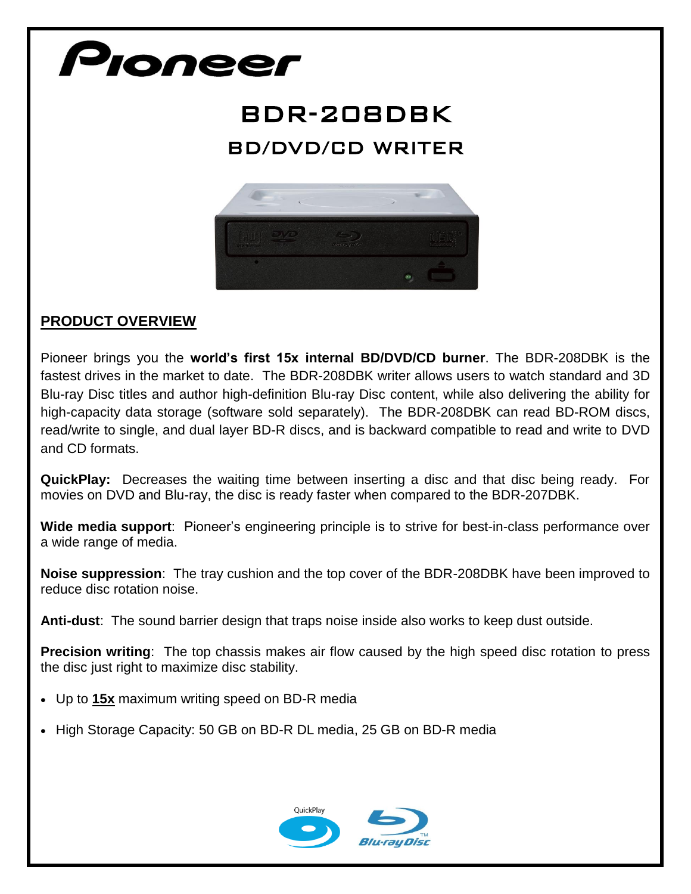# Pioneer

## BDR-208DBK

### BD/DVD/CD WRITER

**PRODUCT OVERVIEW**

Pioneer brings you the **world's first 15x internal BD/DVD/CD burner**. The BDR-208DBK is the fastest drives in the market to date. The BDR-208DBK writer allows users to watch standard and 3D Blu-ray Disc titles and author high-definition Blu-ray Disc content, while also delivering the ability for high-capacity data storage (software sold separately). The BDR-208DBK can read BD-ROM discs, read/write to single, and dual layer BD-R discs, and is backward compatible to read and write to DVD and CD formats.

**QuickPlay:** Decreases the waiting time between inserting a disc and that disc being ready. For movies on DVD and Blu-ray, the disc is ready faster when compared to the BDR-207DBK.

**Wide media support**: Pioneer's engineering principle is to strive for best-in-class performance over a wide range of media.

**Noise suppression**: The tray cushion and the top cover of the BDR-208DBK have been improved to reduce disc rotation noise.

**Anti-dust**: The sound barrier design that traps noise inside also works to keep dust outside.

**Precision writing**: The top chassis makes air flow caused by the high speed disc rotation to press the disc just right to maximize disc stability.

- Up to **15x** maximum writing speed on BD-R media
- High Storage Capacity: 50 GB on BD-R DL media, 25 GB on BD-R media

QuickPlay

Blu-ray Disc™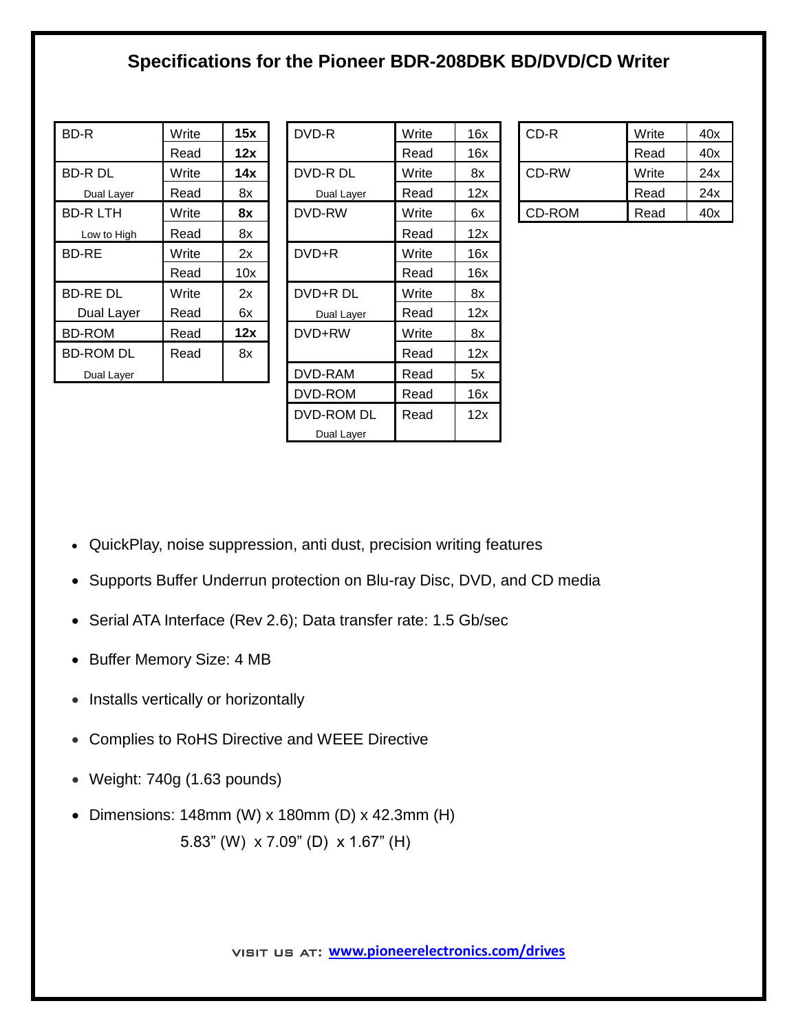# Specifications for the Pioneer BDR-208DBK BD/DVD/CD Writer

| | | |
|---|---|---|
| BD-R | Write | **15x** |
| | Read | **12x** |
| BD-R DL Dual Layer | Write | **14x** |
| | Read | 8x |
| BD-R LTH Low to High | Write | **8x** |
| | Read | 8x |
| BD-RE | Write | 2x |
| | Read | 10x |
| BD-RE DL Dual Layer | Write | 2x |
| | Read | 6x |
| BD-ROM | Read | **12x** |
| BD-ROM DL Dual Layer | Read | 8x |

| | | |
|---|---|---|
| DVD-R | Write | 16x |
| | Read | 16x |
| DVD-R DL Dual Layer | Write | 8x |
| | Read | 12x |
| DVD-RW | Write | 6x |
| | Read | 12x |
| DVD+R | Write | 16x |
| | Read | 16x |
| DVD+R DL Dual Layer | Write | 8x |
| | Read | 12x |
| DVD+RW | Write | 8x |
| | Read | 12x |
| DVD-RAM | Read | 5x |
| DVD-ROM | Read | 16x |
| DVD-ROM DL Dual Layer | Read | 12x |

| | | |
|---|---|---|
| CD-R | Write | 40x |
| | Read | 40x |
| CD-RW | Write | 24x |
| | Read | 24x |
| CD-ROM | Read | 40x |

- QuickPlay, noise suppression, anti dust, precision writing features
- Supports Buffer Underrun protection on Blu-ray Disc, DVD, and CD media
- Serial ATA Interface (Rev 2.6); Data transfer rate: 1.5 Gb/sec
- Buffer Memory Size: 4 MB
- Installs vertically or horizontally
- Complies to RoHS Directive and WEEE Directive
- Weight: 740g (1.63 pounds)
- Dimensions: 148mm (W) x 180mm (D) x 42.3mm (H)
  5.83" (W) x 7.09" (D) x 1.67" (H)

VISIT US AT: [www.pioneerelectronics.com/drives](www.pioneerelectronics.com/drives)